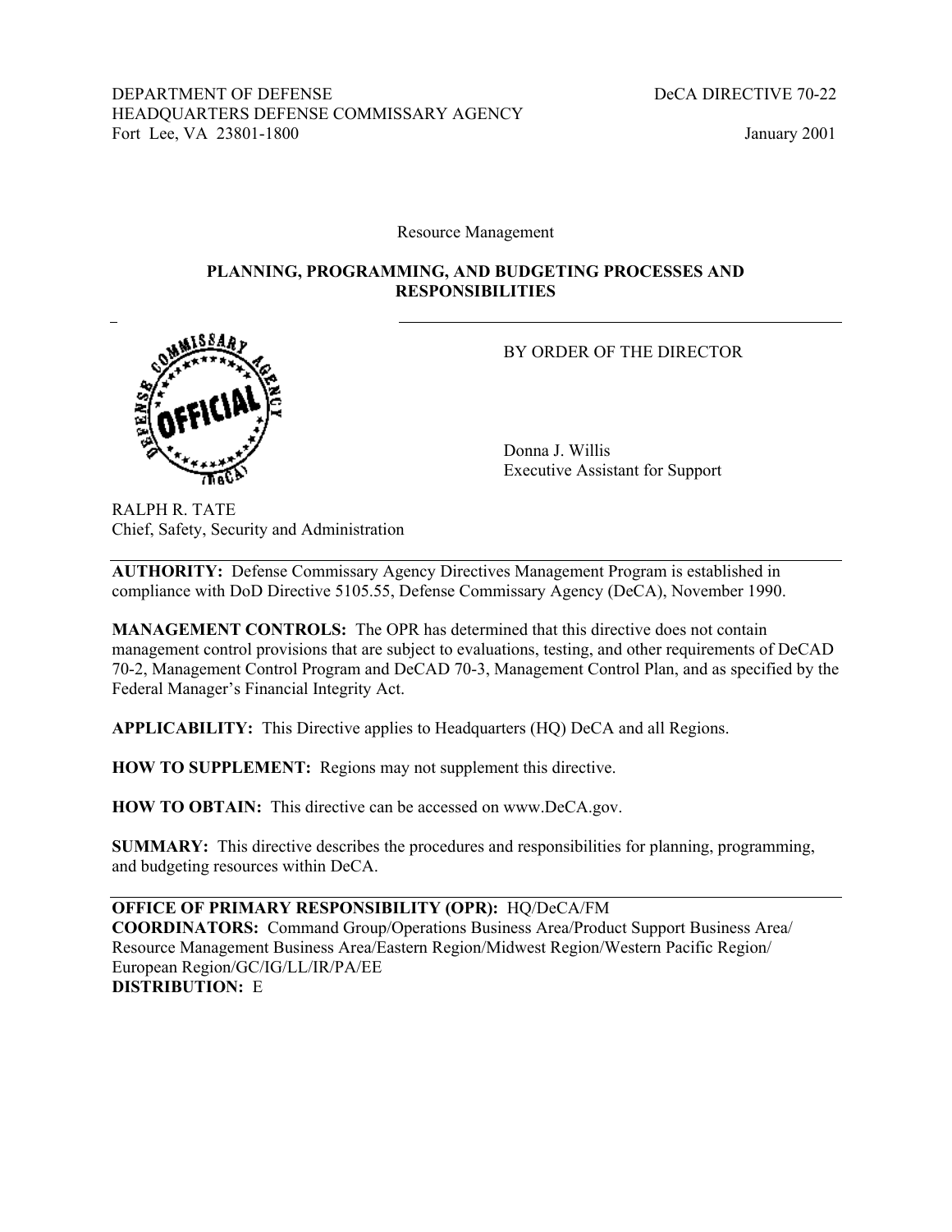DEPARTMENT OF DEFENSE
HEADQUARTERS DEFENSE COMMISSARY AGENCY
Fort Lee, VA 23801-1800

DeCA DIRECTIVE 70-22

January 2001

Resource Management

# PLANNING, PROGRAMMING, AND BUDGETING PROCESSES AND RESPONSIBILITIES

BY ORDER OF THE DIRECTOR

Donna J. Willis
Executive Assistant for Support

RALPH R. TATE
Chief, Safety, Security and Administration

---

**AUTHORITY:** Defense Commissary Agency Directives Management Program is established in compliance with DoD Directive 5105.55, Defense Commissary Agency (DeCA), November 1990.

**MANAGEMENT CONTROLS:** The OPR has determined that this directive does not contain management control provisions that are subject to evaluations, testing, and other requirements of DeCAD 70-2, Management Control Program and DeCAD 70-3, Management Control Plan, and as specified by the Federal Manager's Financial Integrity Act.

**APPLICABILITY:** This Directive applies to Headquarters (HQ) DeCA and all Regions.

**HOW TO SUPPLEMENT:** Regions may not supplement this directive.

**HOW TO OBTAIN:** This directive can be accessed on www.DeCA.gov.

**SUMMARY:** This directive describes the procedures and responsibilities for planning, programming, and budgeting resources within DeCA.

---

**OFFICE OF PRIMARY RESPONSIBILITY (OPR):** HQ/DeCA/FM
**COORDINATORS:** Command Group/Operations Business Area/Product Support Business Area/ Resource Management Business Area/Eastern Region/Midwest Region/Western Pacific Region/ European Region/GC/IG/LL/IR/PA/EE
**DISTRIBUTION:** E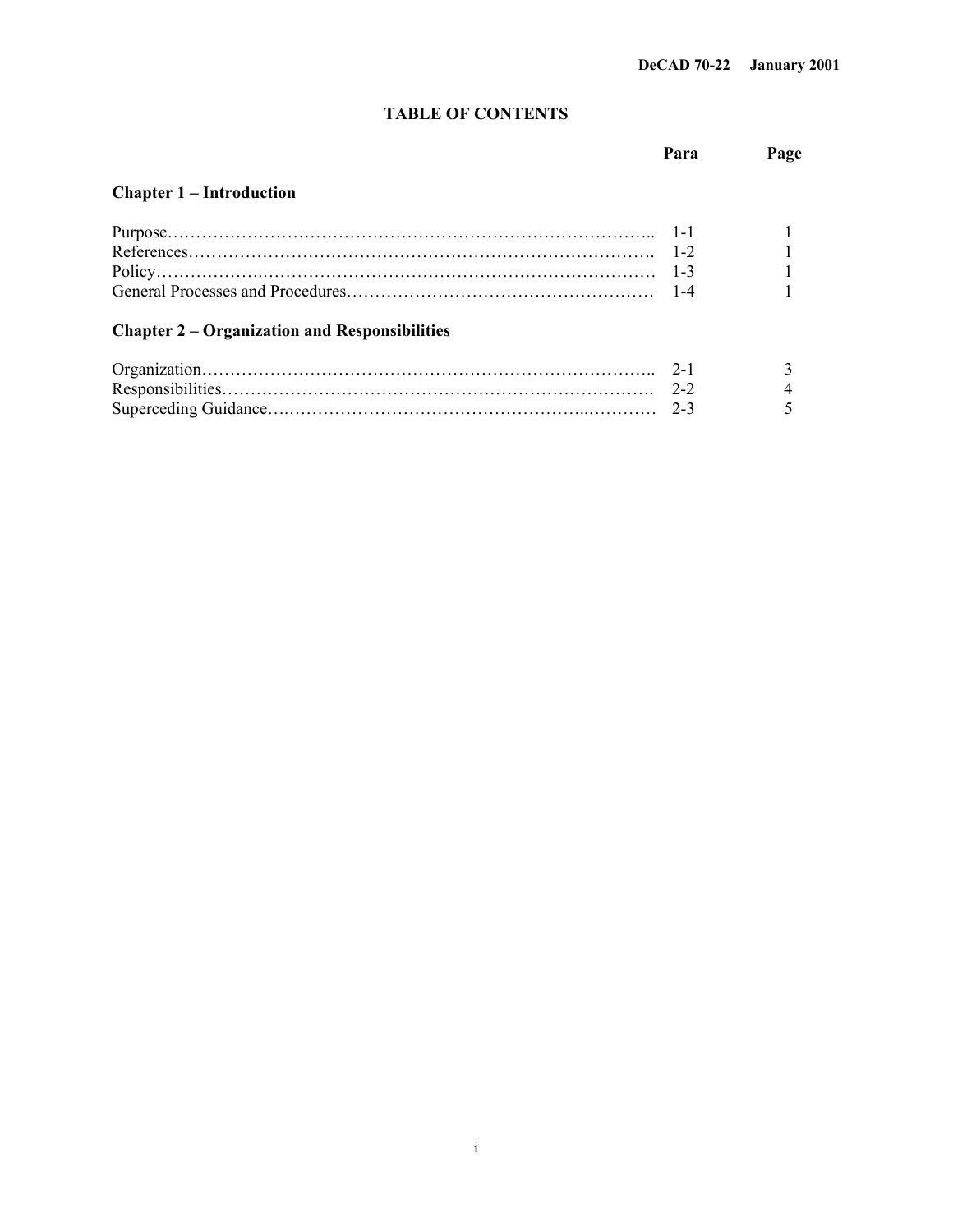# TABLE OF CONTENTS

| | Para | Page |
|---|---|---|
| **Chapter 1 – Introduction** | | |
| Purpose | 1-1 | 1 |
| References | 1-2 | 1 |
| Policy | 1-3 | 1 |
| General Processes and Procedures | 1-4 | 1 |
| **Chapter 2 – Organization and Responsibilities** | | |
| Organization | 2-1 | 3 |
| Responsibilities | 2-2 | 4 |
| Superceding Guidance | 2-3 | 5 |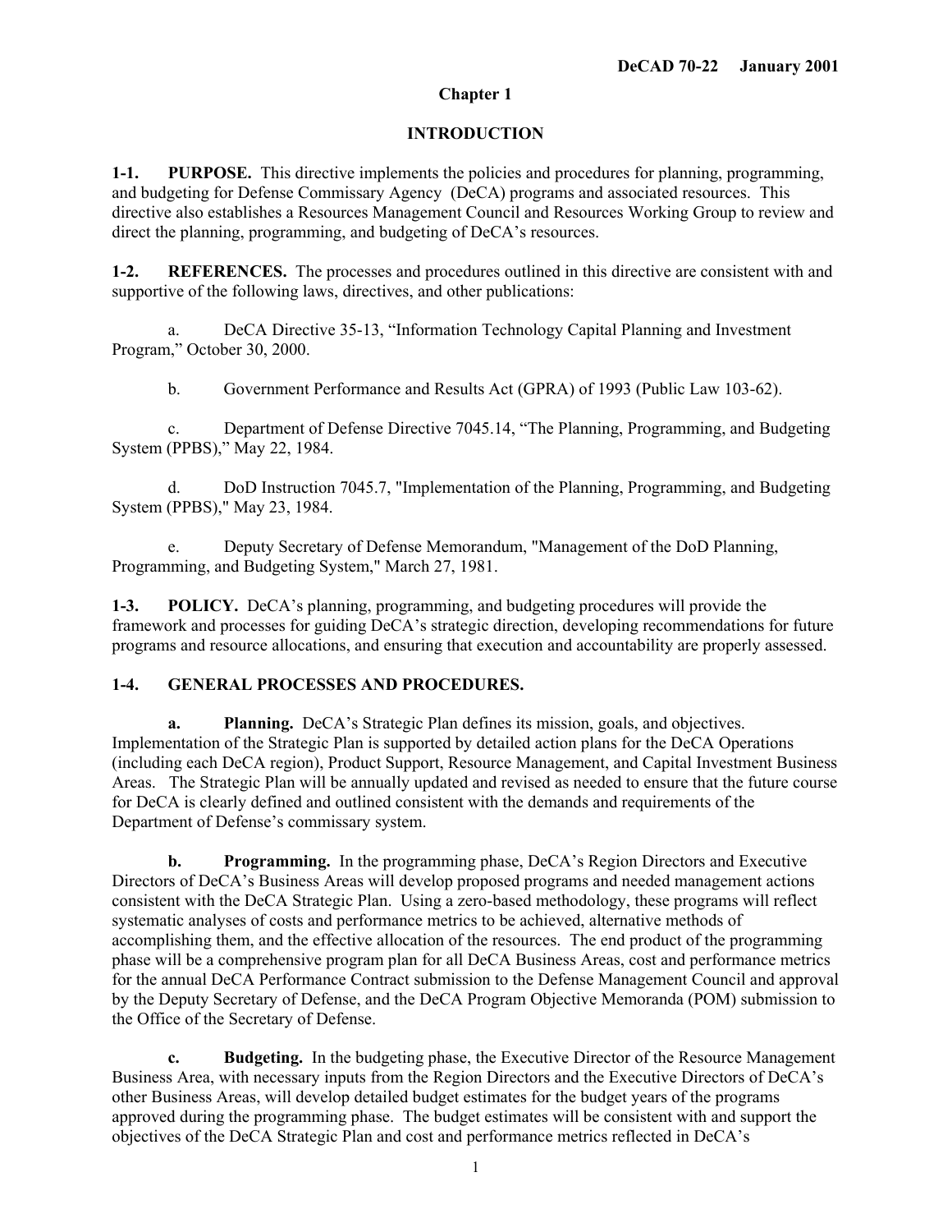## Chapter 1

## INTRODUCTION

**1-1. PURPOSE.** This directive implements the policies and procedures for planning, programming, and budgeting for Defense Commissary Agency (DeCA) programs and associated resources. This directive also establishes a Resources Management Council and Resources Working Group to review and direct the planning, programming, and budgeting of DeCA's resources.

**1-2. REFERENCES.** The processes and procedures outlined in this directive are consistent with and supportive of the following laws, directives, and other publications:

a. DeCA Directive 35-13, "Information Technology Capital Planning and Investment Program," October 30, 2000.

b. Government Performance and Results Act (GPRA) of 1993 (Public Law 103-62).

c. Department of Defense Directive 7045.14, "The Planning, Programming, and Budgeting System (PPBS)," May 22, 1984.

d. DoD Instruction 7045.7, "Implementation of the Planning, Programming, and Budgeting System (PPBS)," May 23, 1984.

e. Deputy Secretary of Defense Memorandum, "Management of the DoD Planning, Programming, and Budgeting System," March 27, 1981.

**1-3. POLICY.** DeCA's planning, programming, and budgeting procedures will provide the framework and processes for guiding DeCA's strategic direction, developing recommendations for future programs and resource allocations, and ensuring that execution and accountability are properly assessed.

**1-4. GENERAL PROCESSES AND PROCEDURES.**

**a. Planning.** DeCA's Strategic Plan defines its mission, goals, and objectives. Implementation of the Strategic Plan is supported by detailed action plans for the DeCA Operations (including each DeCA region), Product Support, Resource Management, and Capital Investment Business Areas. The Strategic Plan will be annually updated and revised as needed to ensure that the future course for DeCA is clearly defined and outlined consistent with the demands and requirements of the Department of Defense's commissary system.

**b. Programming.** In the programming phase, DeCA's Region Directors and Executive Directors of DeCA's Business Areas will develop proposed programs and needed management actions consistent with the DeCA Strategic Plan. Using a zero-based methodology, these programs will reflect systematic analyses of costs and performance metrics to be achieved, alternative methods of accomplishing them, and the effective allocation of the resources. The end product of the programming phase will be a comprehensive program plan for all DeCA Business Areas, cost and performance metrics for the annual DeCA Performance Contract submission to the Defense Management Council and approval by the Deputy Secretary of Defense, and the DeCA Program Objective Memoranda (POM) submission to the Office of the Secretary of Defense.

**c. Budgeting.** In the budgeting phase, the Executive Director of the Resource Management Business Area, with necessary inputs from the Region Directors and the Executive Directors of DeCA's other Business Areas, will develop detailed budget estimates for the budget years of the programs approved during the programming phase. The budget estimates will be consistent with and support the objectives of the DeCA Strategic Plan and cost and performance metrics reflected in DeCA's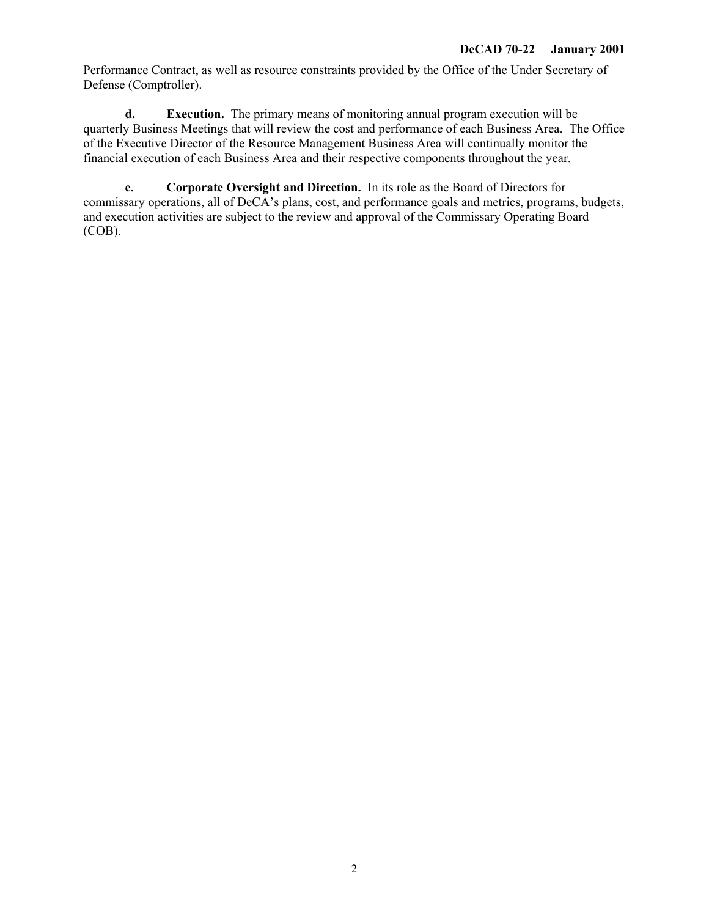Performance Contract, as well as resource constraints provided by the Office of the Under Secretary of Defense (Comptroller).

**d. Execution.** The primary means of monitoring annual program execution will be quarterly Business Meetings that will review the cost and performance of each Business Area. The Office of the Executive Director of the Resource Management Business Area will continually monitor the financial execution of each Business Area and their respective components throughout the year.

**e. Corporate Oversight and Direction.** In its role as the Board of Directors for commissary operations, all of DeCA's plans, cost, and performance goals and metrics, programs, budgets, and execution activities are subject to the review and approval of the Commissary Operating Board (COB).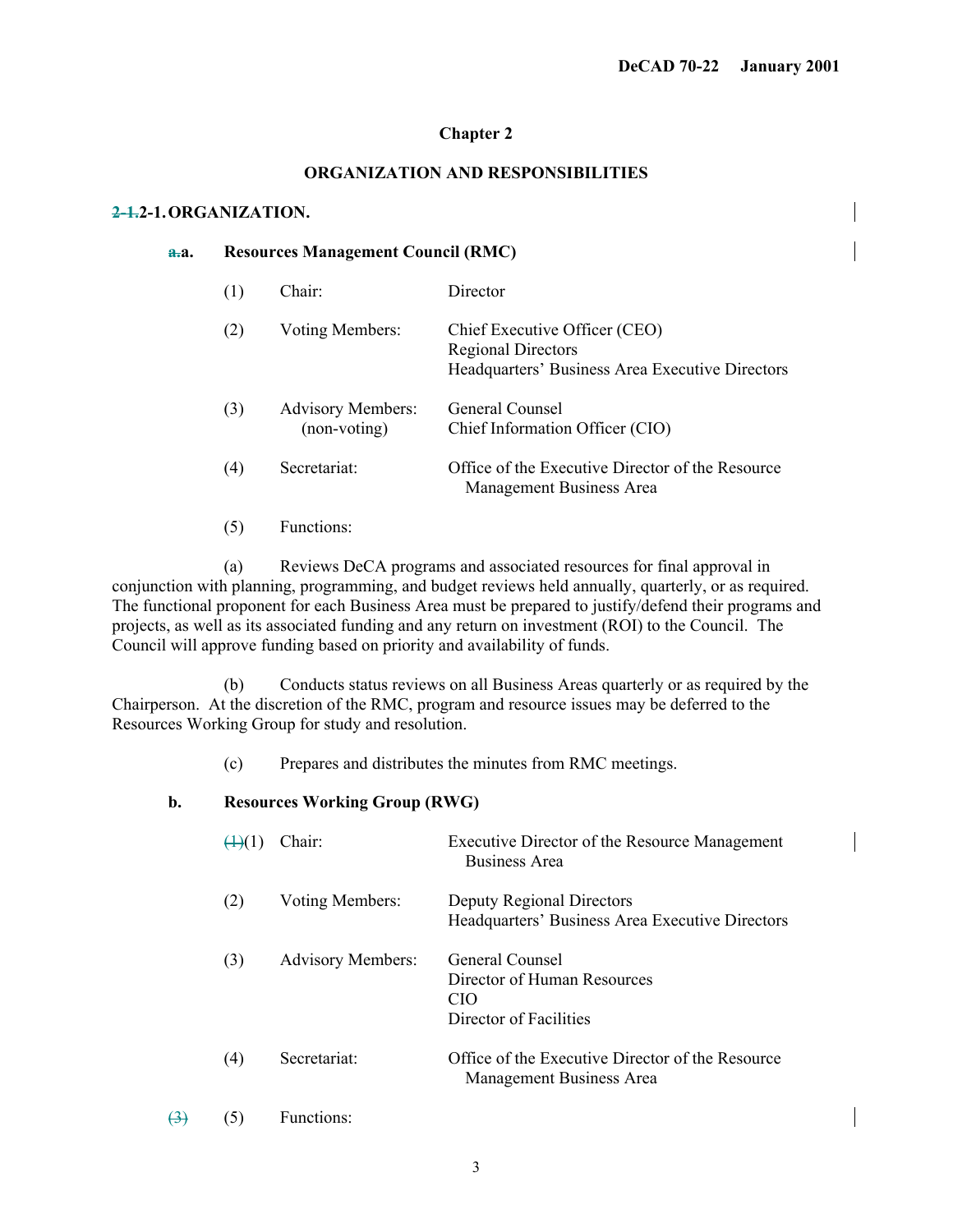# Chapter 2

## ORGANIZATION AND RESPONSIBILITIES

### ~~2-1.~~2-1. ORGANIZATION.

**~~a.~~a. Resources Management Council (RMC)**

| | | |
|---|---|---|
| (1) | Chair: | Director |
| (2) | Voting Members: | Chief Executive Officer (CEO)<br>Regional Directors<br>Headquarters' Business Area Executive Directors |
| (3) | Advisory Members: (non-voting) | General Counsel<br>Chief Information Officer (CIO) |
| (4) | Secretariat: | Office of the Executive Director of the Resource Management Business Area |

(5) Functions:

(a) Reviews DeCA programs and associated resources for final approval in conjunction with planning, programming, and budget reviews held annually, quarterly, or as required. The functional proponent for each Business Area must be prepared to justify/defend their programs and projects, as well as its associated funding and any return on investment (ROI) to the Council. The Council will approve funding based on priority and availability of funds.

(b) Conducts status reviews on all Business Areas quarterly or as required by the Chairperson. At the discretion of the RMC, program and resource issues may be deferred to the Resources Working Group for study and resolution.

(c) Prepares and distributes the minutes from RMC meetings.

**b. Resources Working Group (RWG)**

| | | |
|---|---|---|
| ~~(1)~~(1) | Chair: | Executive Director of the Resource Management Business Area |
| (2) | Voting Members: | Deputy Regional Directors<br>Headquarters' Business Area Executive Directors |
| (3) | Advisory Members: | General Counsel<br>Director of Human Resources<br>CIO<br>Director of Facilities |
| (4) | Secretariat: | Office of the Executive Director of the Resource Management Business Area |

~~(3)~~ (5) Functions: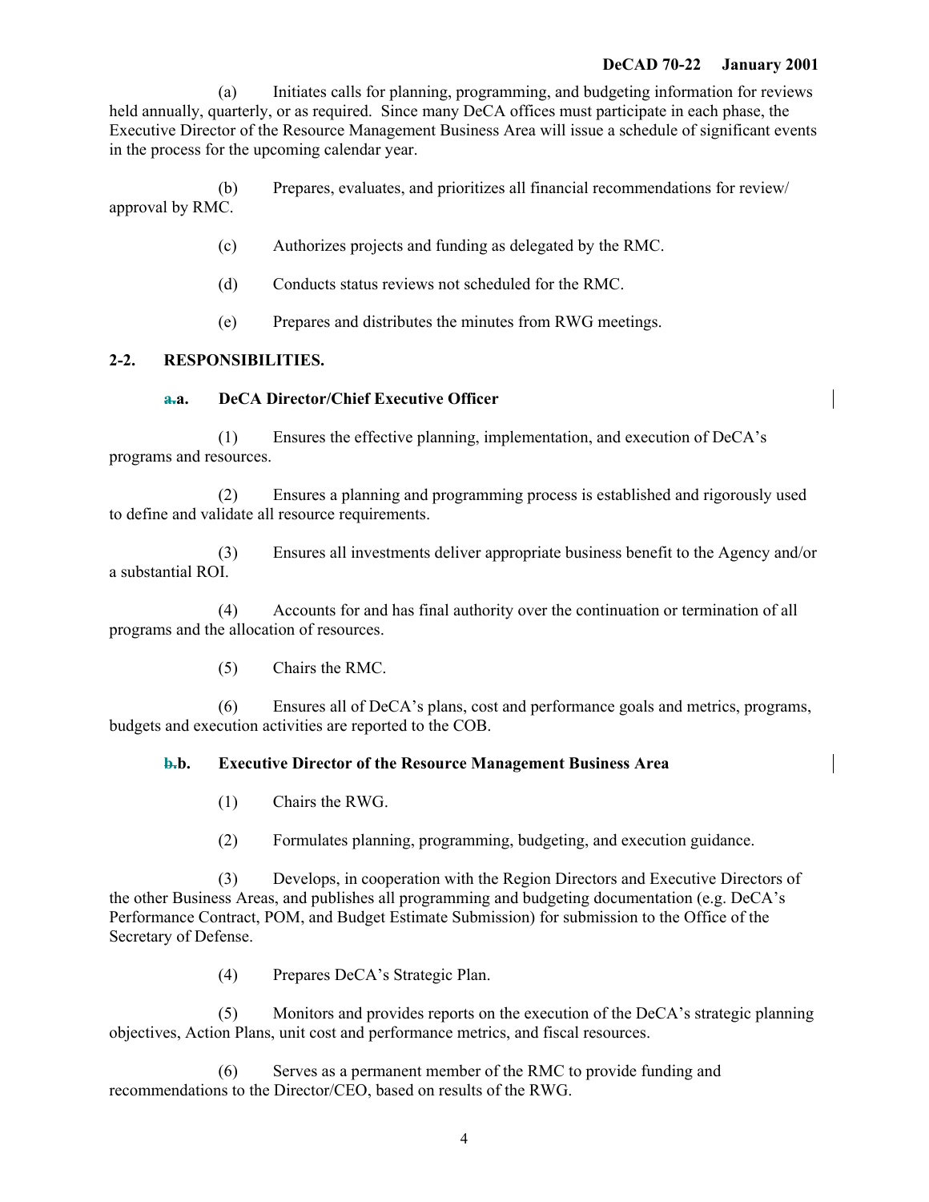(a) Initiates calls for planning, programming, and budgeting information for reviews held annually, quarterly, or as required. Since many DeCA offices must participate in each phase, the Executive Director of the Resource Management Business Area will issue a schedule of significant events in the process for the upcoming calendar year.

(b) Prepares, evaluates, and prioritizes all financial recommendations for review/ approval by RMC.

(c) Authorizes projects and funding as delegated by the RMC.

(d) Conducts status reviews not scheduled for the RMC.

(e) Prepares and distributes the minutes from RWG meetings.

**2-2. RESPONSIBILITIES.**

**a. DeCA Director/Chief Executive Officer**

(1) Ensures the effective planning, implementation, and execution of DeCA's programs and resources.

(2) Ensures a planning and programming process is established and rigorously used to define and validate all resource requirements.

(3) Ensures all investments deliver appropriate business benefit to the Agency and/or a substantial ROI.

(4) Accounts for and has final authority over the continuation or termination of all programs and the allocation of resources.

(5) Chairs the RMC.

(6) Ensures all of DeCA's plans, cost and performance goals and metrics, programs, budgets and execution activities are reported to the COB.

**b. Executive Director of the Resource Management Business Area**

(1) Chairs the RWG.

(2) Formulates planning, programming, budgeting, and execution guidance.

(3) Develops, in cooperation with the Region Directors and Executive Directors of the other Business Areas, and publishes all programming and budgeting documentation (e.g. DeCA's Performance Contract, POM, and Budget Estimate Submission) for submission to the Office of the Secretary of Defense.

(4) Prepares DeCA's Strategic Plan.

(5) Monitors and provides reports on the execution of the DeCA's strategic planning objectives, Action Plans, unit cost and performance metrics, and fiscal resources.

(6) Serves as a permanent member of the RMC to provide funding and recommendations to the Director/CEO, based on results of the RWG.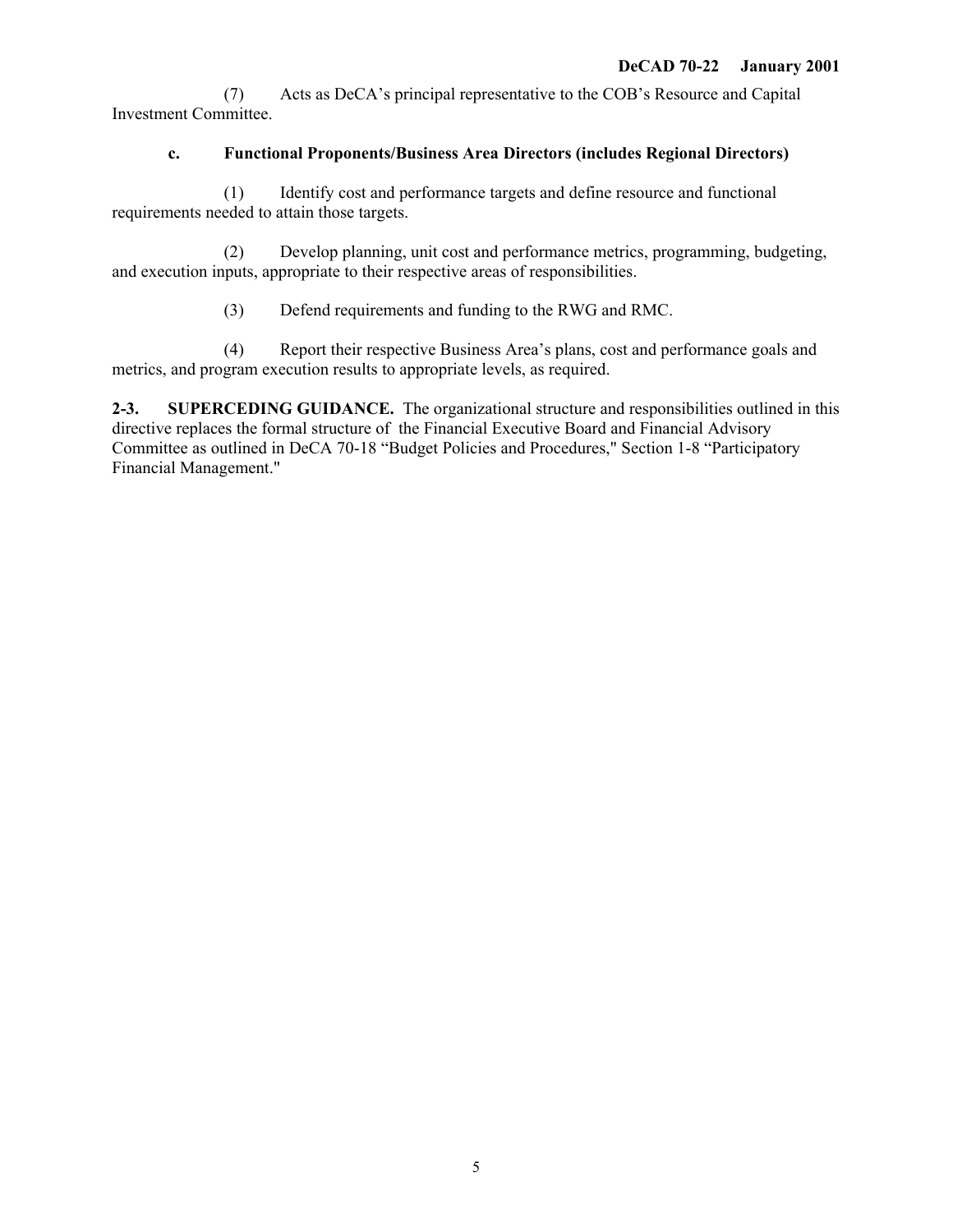(7) Acts as DeCA's principal representative to the COB's Resource and Capital Investment Committee.

**c. Functional Proponents/Business Area Directors (includes Regional Directors)**

(1) Identify cost and performance targets and define resource and functional requirements needed to attain those targets.

(2) Develop planning, unit cost and performance metrics, programming, budgeting, and execution inputs, appropriate to their respective areas of responsibilities.

(3) Defend requirements and funding to the RWG and RMC.

(4) Report their respective Business Area's plans, cost and performance goals and metrics, and program execution results to appropriate levels, as required.

**2-3. SUPERCEDING GUIDANCE.** The organizational structure and responsibilities outlined in this directive replaces the formal structure of the Financial Executive Board and Financial Advisory Committee as outlined in DeCA 70-18 "Budget Policies and Procedures," Section 1-8 "Participatory Financial Management."